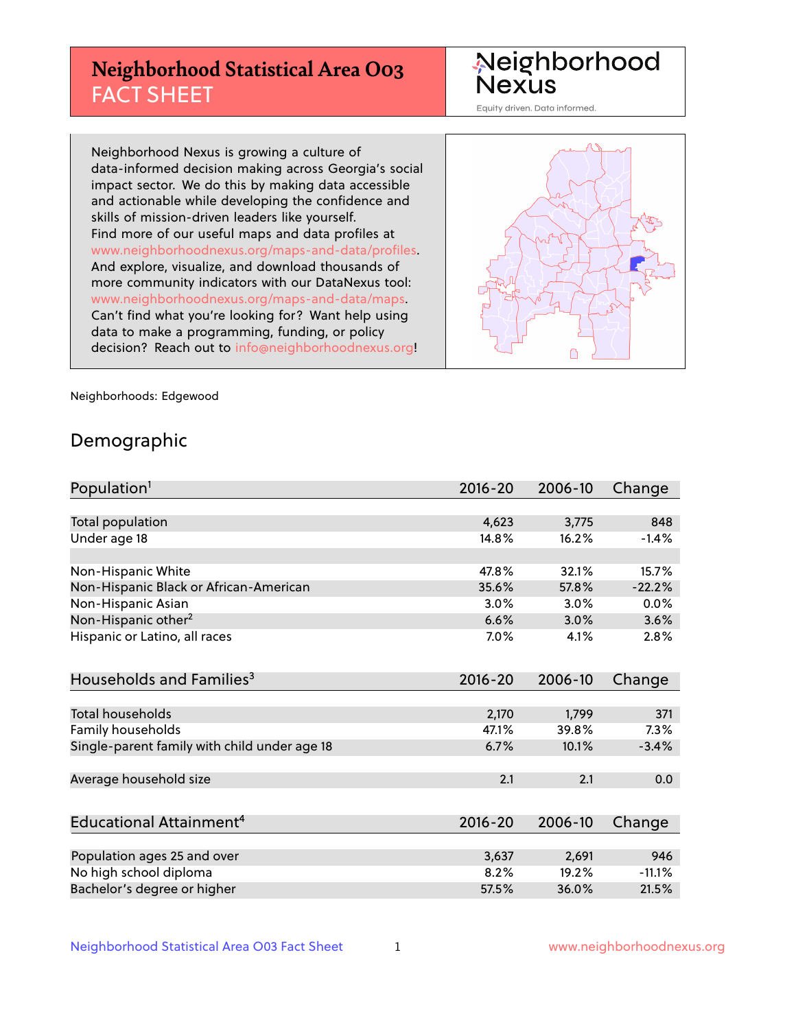# Neighborhood Statistical Area O03 FACT SHEET

Neighborhood Nexus
Equity driven. Data informed.

Neighborhood Nexus is growing a culture of data-informed decision making across Georgia's social impact sector. We do this by making data accessible and actionable while developing the confidence and skills of mission-driven leaders like yourself. Find more of our useful maps and data profiles at www.neighborhoodnexus.org/maps-and-data/profiles. And explore, visualize, and download thousands of more community indicators with our DataNexus tool: www.neighborhoodnexus.org/maps-and-data/maps. Can't find what you're looking for? Want help using data to make a programming, funding, or policy decision? Reach out to info@neighborhoodnexus.org!

Neighborhoods: Edgewood

## Demographic

| Population[1] | 2016-20 | 2006-10 | Change |
|---|---|---|---|
| Total population | 4,623 | 3,775 | 848 |
| Under age 18 | 14.8% | 16.2% | -1.4% |
| | | | |
| Non-Hispanic White | 47.8% | 32.1% | 15.7% |
| Non-Hispanic Black or African-American | 35.6% | 57.8% | -22.2% |
| Non-Hispanic Asian | 3.0% | 3.0% | 0.0% |
| Non-Hispanic other[2] | 6.6% | 3.0% | 3.6% |
| Hispanic or Latino, all races | 7.0% | 4.1% | 2.8% |

| Households and Families[3] | 2016-20 | 2006-10 | Change |
|---|---|---|---|
| Total households | 2,170 | 1,799 | 371 |
| Family households | 47.1% | 39.8% | 7.3% |
| Single-parent family with child under age 18 | 6.7% | 10.1% | -3.4% |
| | | | |
| Average household size | 2.1 | 2.1 | 0.0 |

| Educational Attainment[4] | 2016-20 | 2006-10 | Change |
|---|---|---|---|
| Population ages 25 and over | 3,637 | 2,691 | 946 |
| No high school diploma | 8.2% | 19.2% | -11.1% |
| Bachelor's degree or higher | 57.5% | 36.0% | 21.5% |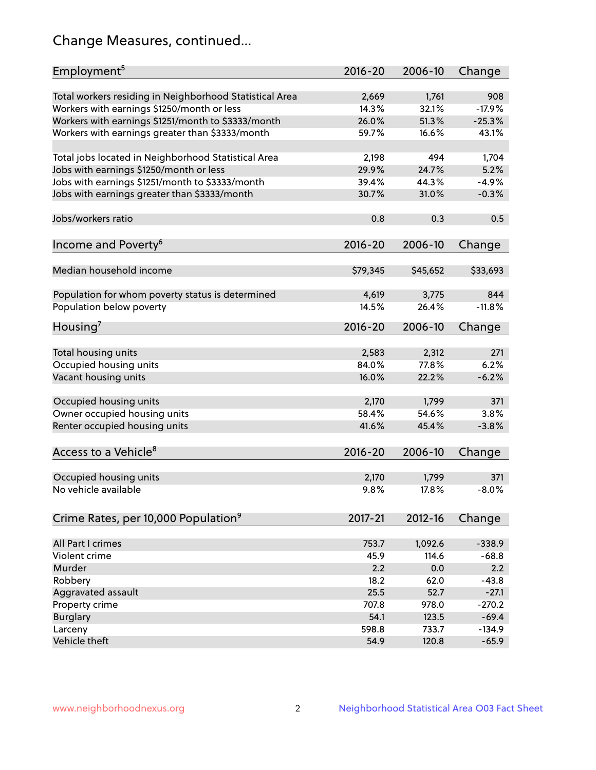# Change Measures, continued...

| Employment[5] | 2016-20 | 2006-10 | Change |
|---|---|---|---|
| Total workers residing in Neighborhood Statistical Area | 2,669 | 1,761 | 908 |
| Workers with earnings $1250/month or less | 14.3% | 32.1% | -17.9% |
| Workers with earnings $1251/month to $3333/month | 26.0% | 51.3% | -25.3% |
| Workers with earnings greater than $3333/month | 59.7% | 16.6% | 43.1% |
| | | | |
| Total jobs located in Neighborhood Statistical Area | 2,198 | 494 | 1,704 |
| Jobs with earnings $1250/month or less | 29.9% | 24.7% | 5.2% |
| Jobs with earnings $1251/month to $3333/month | 39.4% | 44.3% | -4.9% |
| Jobs with earnings greater than $3333/month | 30.7% | 31.0% | -0.3% |
| | | | |
| Jobs/workers ratio | 0.8 | 0.3 | 0.5 |

| Income and Poverty[6] | 2016-20 | 2006-10 | Change |
|---|---|---|---|
| Median household income | $79,345 | $45,652 | $33,693 |
| | | | |
| Population for whom poverty status is determined | 4,619 | 3,775 | 844 |
| Population below poverty | 14.5% | 26.4% | -11.8% |

| Housing[7] | 2016-20 | 2006-10 | Change |
|---|---|---|---|
| Total housing units | 2,583 | 2,312 | 271 |
| Occupied housing units | 84.0% | 77.8% | 6.2% |
| Vacant housing units | 16.0% | 22.2% | -6.2% |
| | | | |
| Occupied housing units | 2,170 | 1,799 | 371 |
| Owner occupied housing units | 58.4% | 54.6% | 3.8% |
| Renter occupied housing units | 41.6% | 45.4% | -3.8% |

| Access to a Vehicle[8] | 2016-20 | 2006-10 | Change |
|---|---|---|---|
| Occupied housing units | 2,170 | 1,799 | 371 |
| No vehicle available | 9.8% | 17.8% | -8.0% |

| Crime Rates, per 10,000 Population[9] | 2017-21 | 2012-16 | Change |
|---|---|---|---|
| All Part I crimes | 753.7 | 1,092.6 | -338.9 |
| Violent crime | 45.9 | 114.6 | -68.8 |
| Murder | 2.2 | 0.0 | 2.2 |
| Robbery | 18.2 | 62.0 | -43.8 |
| Aggravated assault | 25.5 | 52.7 | -27.1 |
| Property crime | 707.8 | 978.0 | -270.2 |
| Burglary | 54.1 | 123.5 | -69.4 |
| Larceny | 598.8 | 733.7 | -134.9 |
| Vehicle theft | 54.9 | 120.8 | -65.9 |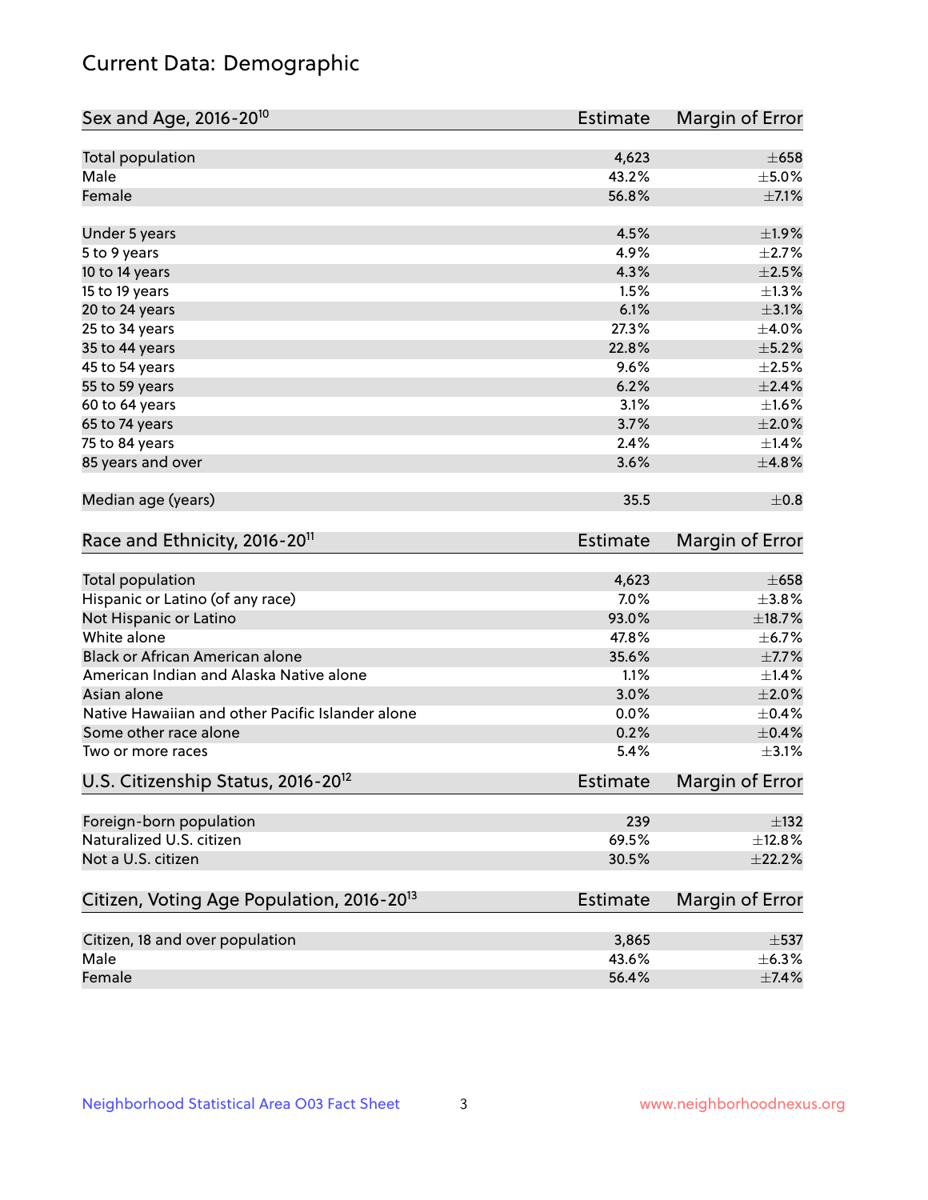# Current Data: Demographic

| Sex and Age, 2016-20[10] | Estimate | Margin of Error |
|---|---|---|
| Total population | 4,623 | ±658 |
| Male | 43.2% | ±5.0% |
| Female | 56.8% | ±7.1% |
| Under 5 years | 4.5% | ±1.9% |
| 5 to 9 years | 4.9% | ±2.7% |
| 10 to 14 years | 4.3% | ±2.5% |
| 15 to 19 years | 1.5% | ±1.3% |
| 20 to 24 years | 6.1% | ±3.1% |
| 25 to 34 years | 27.3% | ±4.0% |
| 35 to 44 years | 22.8% | ±5.2% |
| 45 to 54 years | 9.6% | ±2.5% |
| 55 to 59 years | 6.2% | ±2.4% |
| 60 to 64 years | 3.1% | ±1.6% |
| 65 to 74 years | 3.7% | ±2.0% |
| 75 to 84 years | 2.4% | ±1.4% |
| 85 years and over | 3.6% | ±4.8% |
| Median age (years) | 35.5 | ±0.8 |

| Race and Ethnicity, 2016-20[11] | Estimate | Margin of Error |
|---|---|---|
| Total population | 4,623 | ±658 |
| Hispanic or Latino (of any race) | 7.0% | ±3.8% |
| Not Hispanic or Latino | 93.0% | ±18.7% |
| White alone | 47.8% | ±6.7% |
| Black or African American alone | 35.6% | ±7.7% |
| American Indian and Alaska Native alone | 1.1% | ±1.4% |
| Asian alone | 3.0% | ±2.0% |
| Native Hawaiian and other Pacific Islander alone | 0.0% | ±0.4% |
| Some other race alone | 0.2% | ±0.4% |
| Two or more races | 5.4% | ±3.1% |

| U.S. Citizenship Status, 2016-20[12] | Estimate | Margin of Error |
|---|---|---|
| Foreign-born population | 239 | ±132 |
| Naturalized U.S. citizen | 69.5% | ±12.8% |
| Not a U.S. citizen | 30.5% | ±22.2% |

| Citizen, Voting Age Population, 2016-20[13] | Estimate | Margin of Error |
|---|---|---|
| Citizen, 18 and over population | 3,865 | ±537 |
| Male | 43.6% | ±6.3% |
| Female | 56.4% | ±7.4% |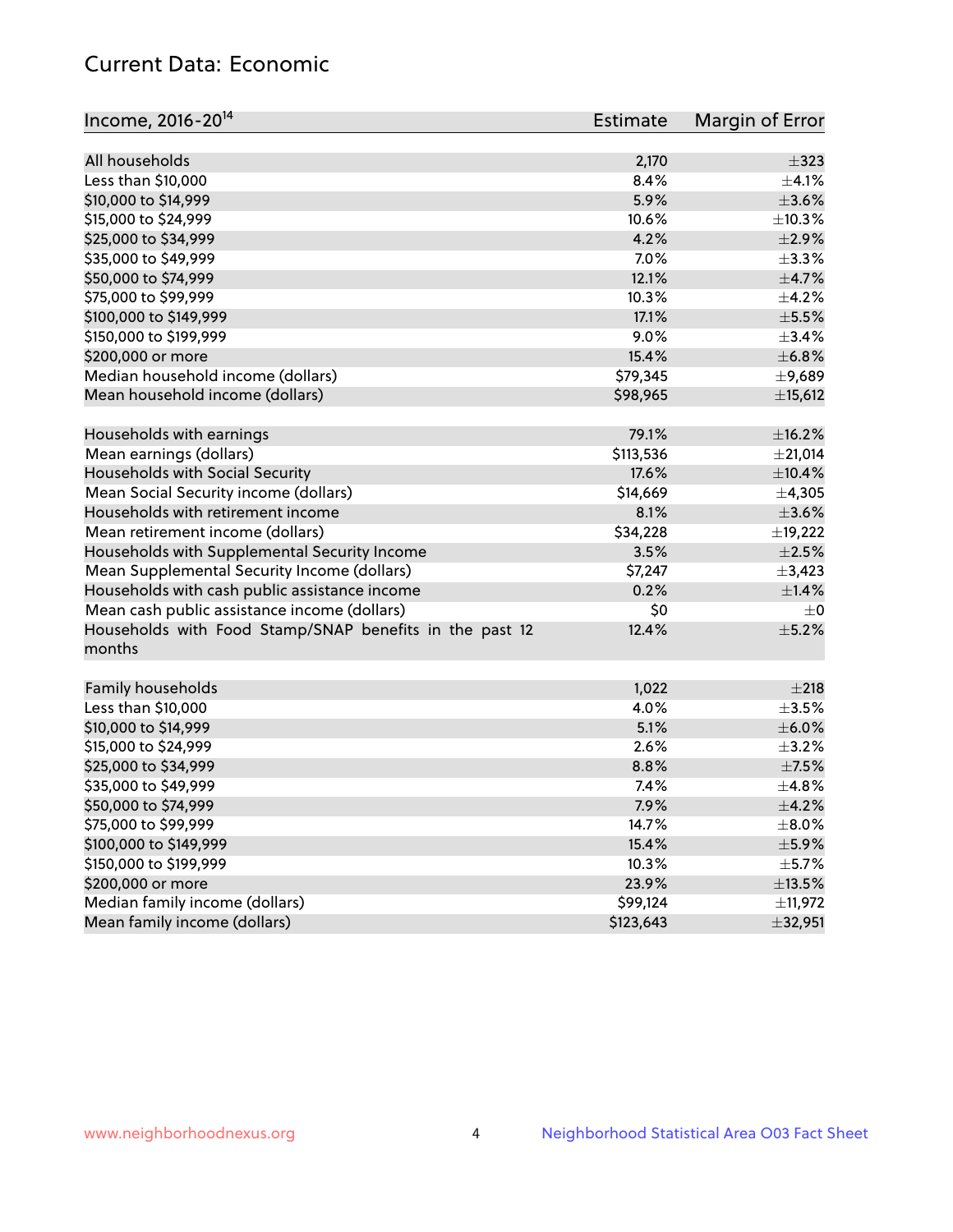## Current Data: Economic

| Income, 2016-20[14] | Estimate | Margin of Error |
|---|---|---|
| All households | 2,170 | ±323 |
| Less than $10,000 | 8.4% | ±4.1% |
| $10,000 to $14,999 | 5.9% | ±3.6% |
| $15,000 to $24,999 | 10.6% | ±10.3% |
| $25,000 to $34,999 | 4.2% | ±2.9% |
| $35,000 to $49,999 | 7.0% | ±3.3% |
| $50,000 to $74,999 | 12.1% | ±4.7% |
| $75,000 to $99,999 | 10.3% | ±4.2% |
| $100,000 to $149,999 | 17.1% | ±5.5% |
| $150,000 to $199,999 | 9.0% | ±3.4% |
| $200,000 or more | 15.4% | ±6.8% |
| Median household income (dollars) | $79,345 | ±9,689 |
| Mean household income (dollars) | $98,965 | ±15,612 |
| | | |
| Households with earnings | 79.1% | ±16.2% |
| Mean earnings (dollars) | $113,536 | ±21,014 |
| Households with Social Security | 17.6% | ±10.4% |
| Mean Social Security income (dollars) | $14,669 | ±4,305 |
| Households with retirement income | 8.1% | ±3.6% |
| Mean retirement income (dollars) | $34,228 | ±19,222 |
| Households with Supplemental Security Income | 3.5% | ±2.5% |
| Mean Supplemental Security Income (dollars) | $7,247 | ±3,423 |
| Households with cash public assistance income | 0.2% | ±1.4% |
| Mean cash public assistance income (dollars) | $0 | ±0 |
| Households with Food Stamp/SNAP benefits in the past 12 months | 12.4% | ±5.2% |
| | | |
| Family households | 1,022 | ±218 |
| Less than $10,000 | 4.0% | ±3.5% |
| $10,000 to $14,999 | 5.1% | ±6.0% |
| $15,000 to $24,999 | 2.6% | ±3.2% |
| $25,000 to $34,999 | 8.8% | ±7.5% |
| $35,000 to $49,999 | 7.4% | ±4.8% |
| $50,000 to $74,999 | 7.9% | ±4.2% |
| $75,000 to $99,999 | 14.7% | ±8.0% |
| $100,000 to $149,999 | 15.4% | ±5.9% |
| $150,000 to $199,999 | 10.3% | ±5.7% |
| $200,000 or more | 23.9% | ±13.5% |
| Median family income (dollars) | $99,124 | ±11,972 |
| Mean family income (dollars) | $123,643 | ±32,951 |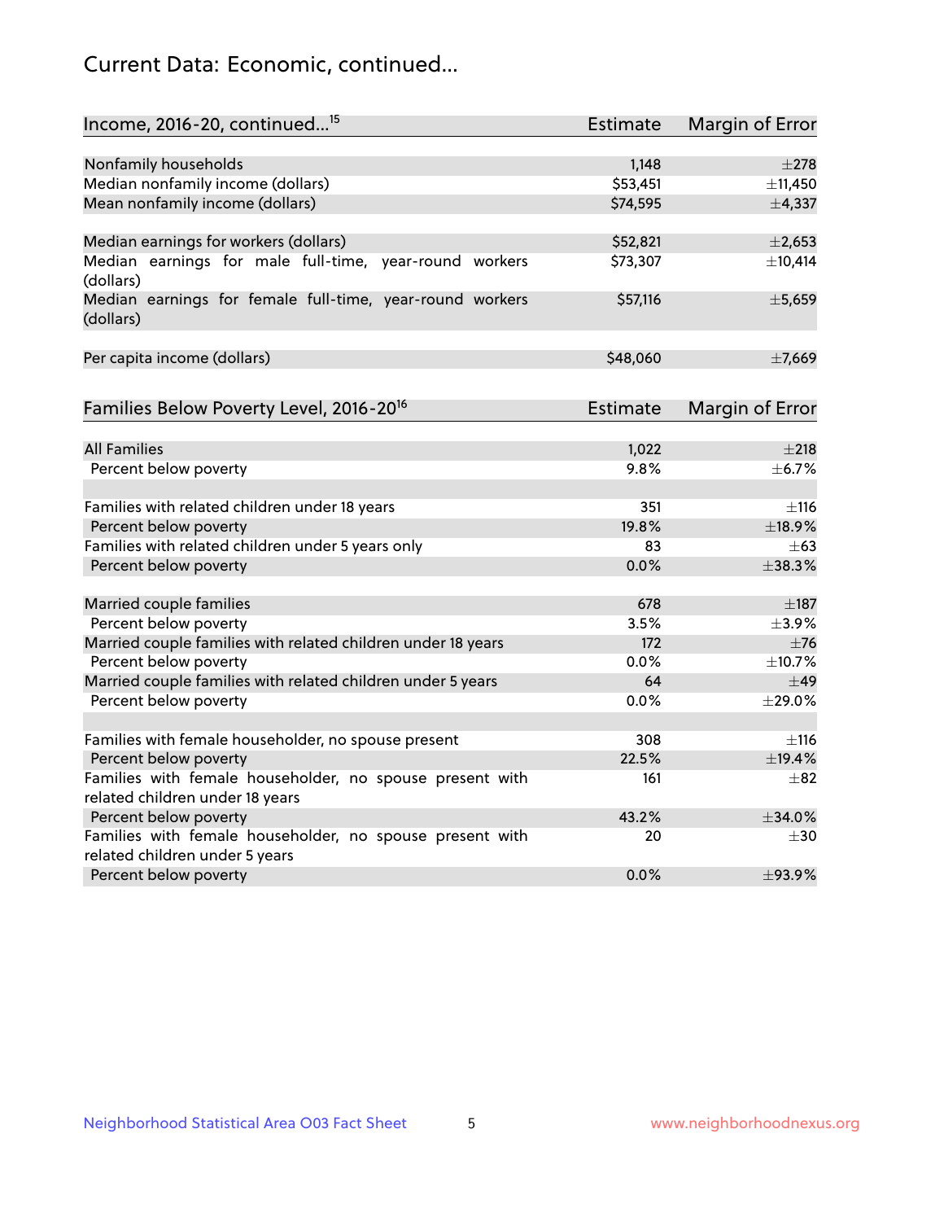## Current Data: Economic, continued...

| Income, 2016-20, continued...[15] | Estimate | Margin of Error |
|---|---|---|
| Nonfamily households | 1,148 | ±278 |
| Median nonfamily income (dollars) | $53,451 | ±11,450 |
| Mean nonfamily income (dollars) | $74,595 | ±4,337 |
| | | |
| Median earnings for workers (dollars) | $52,821 | ±2,653 |
| Median earnings for male full-time, year-round workers (dollars) | $73,307 | ±10,414 |
| Median earnings for female full-time, year-round workers (dollars) | $57,116 | ±5,659 |
| | | |
| Per capita income (dollars) | $48,060 | ±7,669 |

| Families Below Poverty Level, 2016-20[16] | Estimate | Margin of Error |
|---|---|---|
| All Families | 1,022 | ±218 |
| Percent below poverty | 9.8% | ±6.7% |
| | | |
| Families with related children under 18 years | 351 | ±116 |
| Percent below poverty | 19.8% | ±18.9% |
| Families with related children under 5 years only | 83 | ±63 |
| Percent below poverty | 0.0% | ±38.3% |
| | | |
| Married couple families | 678 | ±187 |
| Percent below poverty | 3.5% | ±3.9% |
| Married couple families with related children under 18 years | 172 | ±76 |
| Percent below poverty | 0.0% | ±10.7% |
| Married couple families with related children under 5 years | 64 | ±49 |
| Percent below poverty | 0.0% | ±29.0% |
| | | |
| Families with female householder, no spouse present | 308 | ±116 |
| Percent below poverty | 22.5% | ±19.4% |
| Families with female householder, no spouse present with related children under 18 years | 161 | ±82 |
| Percent below poverty | 43.2% | ±34.0% |
| Families with female householder, no spouse present with related children under 5 years | 20 | ±30 |
| Percent below poverty | 0.0% | ±93.9% |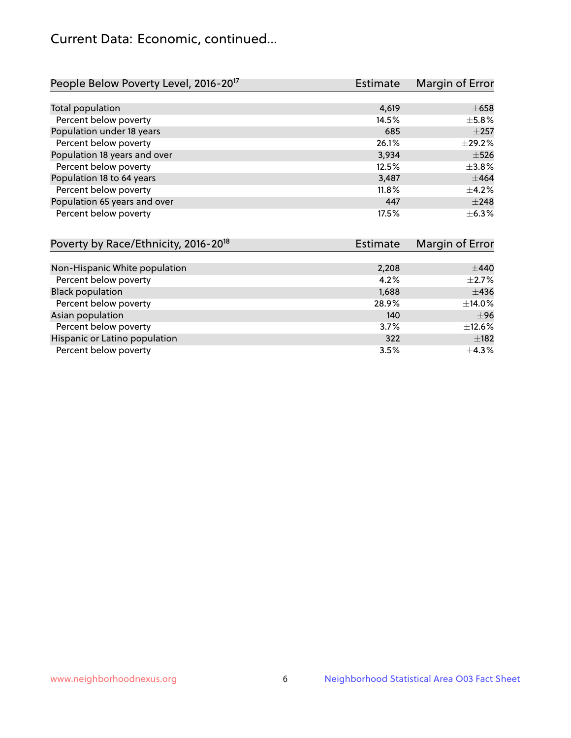# Current Data: Economic, continued...

| People Below Poverty Level, 2016-20[17] | Estimate | Margin of Error |
| --- | --- | --- |
| Total population | 4,619 | ±658 |
| Percent below poverty | 14.5% | ±5.8% |
| Population under 18 years | 685 | ±257 |
| Percent below poverty | 26.1% | ±29.2% |
| Population 18 years and over | 3,934 | ±526 |
| Percent below poverty | 12.5% | ±3.8% |
| Population 18 to 64 years | 3,487 | ±464 |
| Percent below poverty | 11.8% | ±4.2% |
| Population 65 years and over | 447 | ±248 |
| Percent below poverty | 17.5% | ±6.3% |

| Poverty by Race/Ethnicity, 2016-20[18] | Estimate | Margin of Error |
| --- | --- | --- |
| Non-Hispanic White population | 2,208 | ±440 |
| Percent below poverty | 4.2% | ±2.7% |
| Black population | 1,688 | ±436 |
| Percent below poverty | 28.9% | ±14.0% |
| Asian population | 140 | ±96 |
| Percent below poverty | 3.7% | ±12.6% |
| Hispanic or Latino population | 322 | ±182 |
| Percent below poverty | 3.5% | ±4.3% |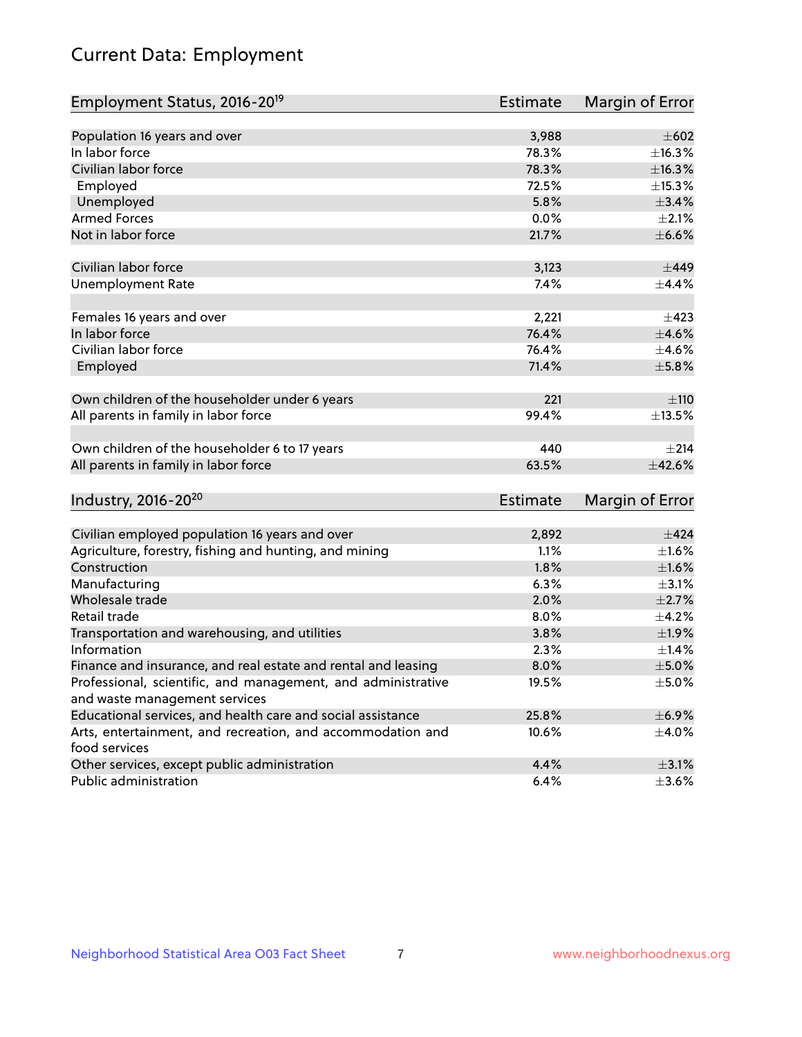# Current Data: Employment

| Employment Status, 2016-20[19] | Estimate | Margin of Error |
|---|---|---|
| Population 16 years and over | 3,988 | ±602 |
| In labor force | 78.3% | ±16.3% |
| Civilian labor force | 78.3% | ±16.3% |
| Employed | 72.5% | ±15.3% |
| Unemployed | 5.8% | ±3.4% |
| Armed Forces | 0.0% | ±2.1% |
| Not in labor force | 21.7% | ±6.6% |
| | | |
| Civilian labor force | 3,123 | ±449 |
| Unemployment Rate | 7.4% | ±4.4% |
| | | |
| Females 16 years and over | 2,221 | ±423 |
| In labor force | 76.4% | ±4.6% |
| Civilian labor force | 76.4% | ±4.6% |
| Employed | 71.4% | ±5.8% |
| | | |
| Own children of the householder under 6 years | 221 | ±110 |
| All parents in family in labor force | 99.4% | ±13.5% |
| | | |
| Own children of the householder 6 to 17 years | 440 | ±214 |
| All parents in family in labor force | 63.5% | ±42.6% |

| Industry, 2016-20[20] | Estimate | Margin of Error |
|---|---|---|
| Civilian employed population 16 years and over | 2,892 | ±424 |
| Agriculture, forestry, fishing and hunting, and mining | 1.1% | ±1.6% |
| Construction | 1.8% | ±1.6% |
| Manufacturing | 6.3% | ±3.1% |
| Wholesale trade | 2.0% | ±2.7% |
| Retail trade | 8.0% | ±4.2% |
| Transportation and warehousing, and utilities | 3.8% | ±1.9% |
| Information | 2.3% | ±1.4% |
| Finance and insurance, and real estate and rental and leasing | 8.0% | ±5.0% |
| Professional, scientific, and management, and administrative and waste management services | 19.5% | ±5.0% |
| Educational services, and health care and social assistance | 25.8% | ±6.9% |
| Arts, entertainment, and recreation, and accommodation and food services | 10.6% | ±4.0% |
| Other services, except public administration | 4.4% | ±3.1% |
| Public administration | 6.4% | ±3.6% |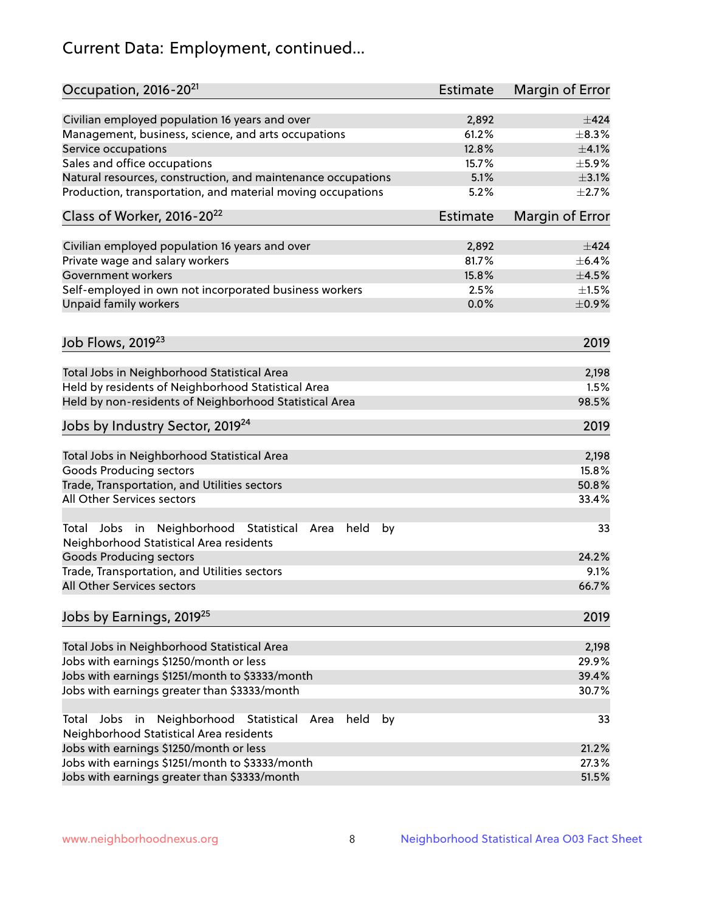# Current Data: Employment, continued...

| Occupation, 2016-20[21] | Estimate | Margin of Error |
|---|---|---|
| Civilian employed population 16 years and over | 2,892 | ±424 |
| Management, business, science, and arts occupations | 61.2% | ±8.3% |
| Service occupations | 12.8% | ±4.1% |
| Sales and office occupations | 15.7% | ±5.9% |
| Natural resources, construction, and maintenance occupations | 5.1% | ±3.1% |
| Production, transportation, and material moving occupations | 5.2% | ±2.7% |

| Class of Worker, 2016-20[22] | Estimate | Margin of Error |
|---|---|---|
| Civilian employed population 16 years and over | 2,892 | ±424 |
| Private wage and salary workers | 81.7% | ±6.4% |
| Government workers | 15.8% | ±4.5% |
| Self-employed in own not incorporated business workers | 2.5% | ±1.5% |
| Unpaid family workers | 0.0% | ±0.9% |

| Job Flows, 2019[23] | 2019 |
|---|---|
| Total Jobs in Neighborhood Statistical Area | 2,198 |
| Held by residents of Neighborhood Statistical Area | 1.5% |
| Held by non-residents of Neighborhood Statistical Area | 98.5% |

| Jobs by Industry Sector, 2019[24] | 2019 |
|---|---|
| Total Jobs in Neighborhood Statistical Area | 2,198 |
| Goods Producing sectors | 15.8% |
| Trade, Transportation, and Utilities sectors | 50.8% |
| All Other Services sectors | 33.4% |
| | |
| Total Jobs in Neighborhood Statistical Area held by Neighborhood Statistical Area residents | 33 |
| Goods Producing sectors | 24.2% |
| Trade, Transportation, and Utilities sectors | 9.1% |
| All Other Services sectors | 66.7% |

| Jobs by Earnings, 2019[25] | 2019 |
|---|---|
| Total Jobs in Neighborhood Statistical Area | 2,198 |
| Jobs with earnings $1250/month or less | 29.9% |
| Jobs with earnings $1251/month to $3333/month | 39.4% |
| Jobs with earnings greater than $3333/month | 30.7% |
| | |
| Total Jobs in Neighborhood Statistical Area held by Neighborhood Statistical Area residents | 33 |
| Jobs with earnings $1250/month or less | 21.2% |
| Jobs with earnings $1251/month to $3333/month | 27.3% |
| Jobs with earnings greater than $3333/month | 51.5% |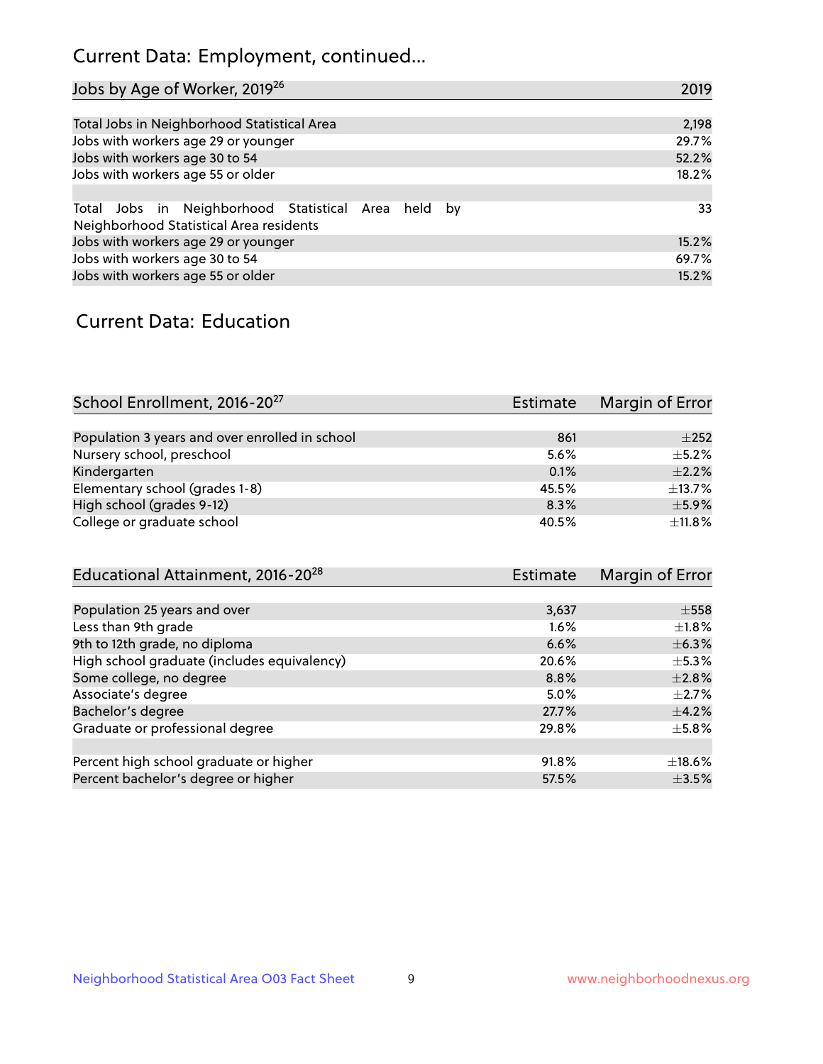# Current Data: Employment, continued...

| Jobs by Age of Worker, 2019[26] | 2019 |
|---|---|
| Total Jobs in Neighborhood Statistical Area | 2,198 |
| Jobs with workers age 29 or younger | 29.7% |
| Jobs with workers age 30 to 54 | 52.2% |
| Jobs with workers age 55 or older | 18.2% |
| | |
| Total Jobs in Neighborhood Statistical Area held by Neighborhood Statistical Area residents | 33 |
| Jobs with workers age 29 or younger | 15.2% |
| Jobs with workers age 30 to 54 | 69.7% |
| Jobs with workers age 55 or older | 15.2% |

# Current Data: Education

| School Enrollment, 2016-20[27] | Estimate | Margin of Error |
|---|---|---|
| Population 3 years and over enrolled in school | 861 | ±252 |
| Nursery school, preschool | 5.6% | ±5.2% |
| Kindergarten | 0.1% | ±2.2% |
| Elementary school (grades 1-8) | 45.5% | ±13.7% |
| High school (grades 9-12) | 8.3% | ±5.9% |
| College or graduate school | 40.5% | ±11.8% |

| Educational Attainment, 2016-20[28] | Estimate | Margin of Error |
|---|---|---|
| Population 25 years and over | 3,637 | ±558 |
| Less than 9th grade | 1.6% | ±1.8% |
| 9th to 12th grade, no diploma | 6.6% | ±6.3% |
| High school graduate (includes equivalency) | 20.6% | ±5.3% |
| Some college, no degree | 8.8% | ±2.8% |
| Associate's degree | 5.0% | ±2.7% |
| Bachelor's degree | 27.7% | ±4.2% |
| Graduate or professional degree | 29.8% | ±5.8% |
| | | |
| Percent high school graduate or higher | 91.8% | ±18.6% |
| Percent bachelor's degree or higher | 57.5% | ±3.5% |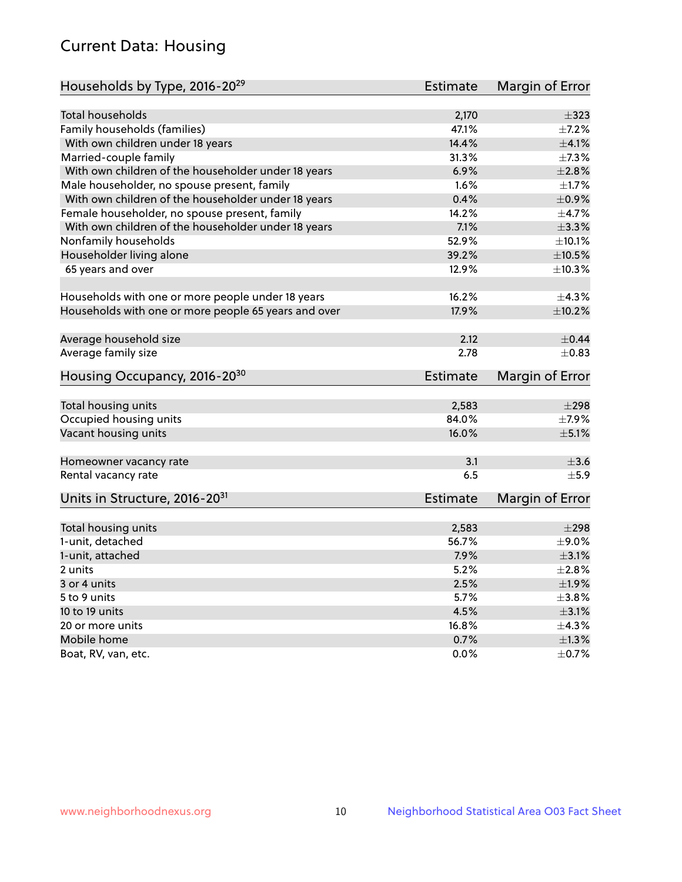# Current Data: Housing

| Households by Type, 2016-20[29] | Estimate | Margin of Error |
|---|---|---|
| Total households | 2,170 | ±323 |
| Family households (families) | 47.1% | ±7.2% |
| With own children under 18 years | 14.4% | ±4.1% |
| Married-couple family | 31.3% | ±7.3% |
| With own children of the householder under 18 years | 6.9% | ±2.8% |
| Male householder, no spouse present, family | 1.6% | ±1.7% |
| With own children of the householder under 18 years | 0.4% | ±0.9% |
| Female householder, no spouse present, family | 14.2% | ±4.7% |
| With own children of the householder under 18 years | 7.1% | ±3.3% |
| Nonfamily households | 52.9% | ±10.1% |
| Householder living alone | 39.2% | ±10.5% |
| 65 years and over | 12.9% | ±10.3% |
| | | |
| Households with one or more people under 18 years | 16.2% | ±4.3% |
| Households with one or more people 65 years and over | 17.9% | ±10.2% |
| | | |
| Average household size | 2.12 | ±0.44 |
| Average family size | 2.78 | ±0.83 |

| Housing Occupancy, 2016-20[30] | Estimate | Margin of Error |
|---|---|---|
| Total housing units | 2,583 | ±298 |
| Occupied housing units | 84.0% | ±7.9% |
| Vacant housing units | 16.0% | ±5.1% |
| | | |
| Homeowner vacancy rate | 3.1 | ±3.6 |
| Rental vacancy rate | 6.5 | ±5.9 |

| Units in Structure, 2016-20[31] | Estimate | Margin of Error |
|---|---|---|
| Total housing units | 2,583 | ±298 |
| 1-unit, detached | 56.7% | ±9.0% |
| 1-unit, attached | 7.9% | ±3.1% |
| 2 units | 5.2% | ±2.8% |
| 3 or 4 units | 2.5% | ±1.9% |
| 5 to 9 units | 5.7% | ±3.8% |
| 10 to 19 units | 4.5% | ±3.1% |
| 20 or more units | 16.8% | ±4.3% |
| Mobile home | 0.7% | ±1.3% |
| Boat, RV, van, etc. | 0.0% | ±0.7% |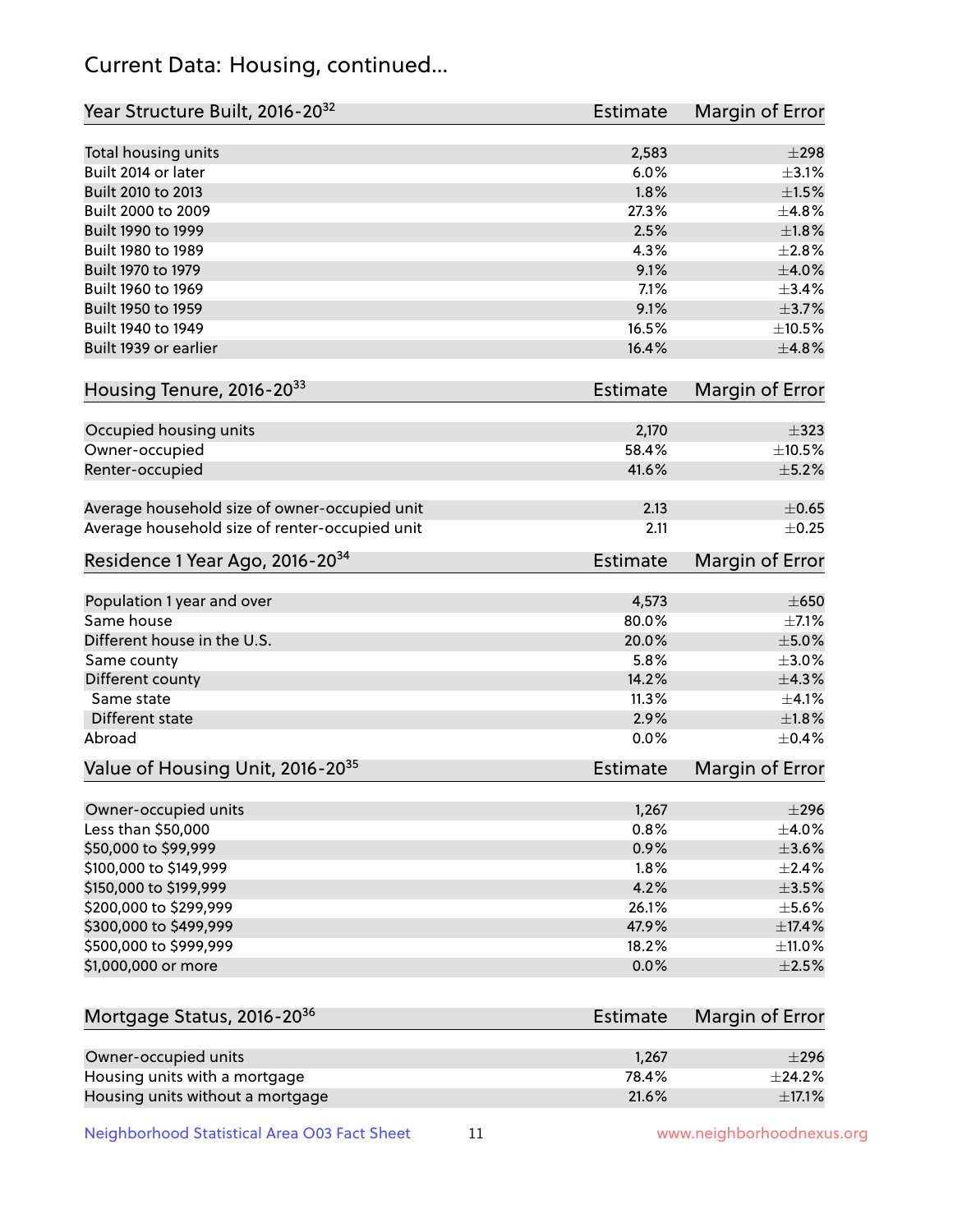## Current Data: Housing, continued...

| Year Structure Built, 2016-20[32] | Estimate | Margin of Error |
|---|---|---|
| Total housing units | 2,583 | ±298 |
| Built 2014 or later | 6.0% | ±3.1% |
| Built 2010 to 2013 | 1.8% | ±1.5% |
| Built 2000 to 2009 | 27.3% | ±4.8% |
| Built 1990 to 1999 | 2.5% | ±1.8% |
| Built 1980 to 1989 | 4.3% | ±2.8% |
| Built 1970 to 1979 | 9.1% | ±4.0% |
| Built 1960 to 1969 | 7.1% | ±3.4% |
| Built 1950 to 1959 | 9.1% | ±3.7% |
| Built 1940 to 1949 | 16.5% | ±10.5% |
| Built 1939 or earlier | 16.4% | ±4.8% |

| Housing Tenure, 2016-20[33] | Estimate | Margin of Error |
|---|---|---|
| Occupied housing units | 2,170 | ±323 |
| Owner-occupied | 58.4% | ±10.5% |
| Renter-occupied | 41.6% | ±5.2% |
| Average household size of owner-occupied unit | 2.13 | ±0.65 |
| Average household size of renter-occupied unit | 2.11 | ±0.25 |

| Residence 1 Year Ago, 2016-20[34] | Estimate | Margin of Error |
|---|---|---|
| Population 1 year and over | 4,573 | ±650 |
| Same house | 80.0% | ±7.1% |
| Different house in the U.S. | 20.0% | ±5.0% |
| Same county | 5.8% | ±3.0% |
| Different county | 14.2% | ±4.3% |
| Same state | 11.3% | ±4.1% |
| Different state | 2.9% | ±1.8% |
| Abroad | 0.0% | ±0.4% |

| Value of Housing Unit, 2016-20[35] | Estimate | Margin of Error |
|---|---|---|
| Owner-occupied units | 1,267 | ±296 |
| Less than $50,000 | 0.8% | ±4.0% |
| $50,000 to $99,999 | 0.9% | ±3.6% |
| $100,000 to $149,999 | 1.8% | ±2.4% |
| $150,000 to $199,999 | 4.2% | ±3.5% |
| $200,000 to $299,999 | 26.1% | ±5.6% |
| $300,000 to $499,999 | 47.9% | ±17.4% |
| $500,000 to $999,999 | 18.2% | ±11.0% |
| $1,000,000 or more | 0.0% | ±2.5% |

| Mortgage Status, 2016-20[36] | Estimate | Margin of Error |
|---|---|---|
| Owner-occupied units | 1,267 | ±296 |
| Housing units with a mortgage | 78.4% | ±24.2% |
| Housing units without a mortgage | 21.6% | ±17.1% |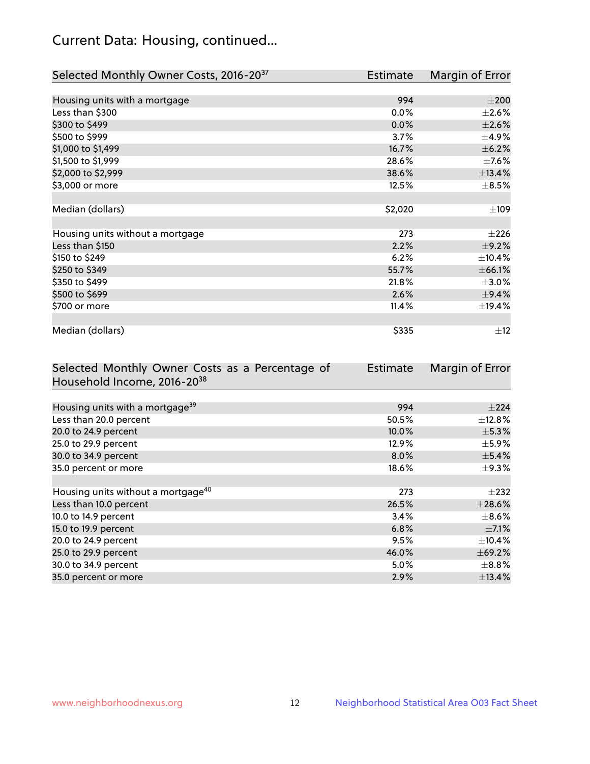## Current Data: Housing, continued...

| Selected Monthly Owner Costs, 2016-20[37] | Estimate | Margin of Error |
|---|---|---|
| Housing units with a mortgage | 994 | ±200 |
| Less than $300 | 0.0% | ±2.6% |
| $300 to $499 | 0.0% | ±2.6% |
| $500 to $999 | 3.7% | ±4.9% |
| $1,000 to $1,499 | 16.7% | ±6.2% |
| $1,500 to $1,999 | 28.6% | ±7.6% |
| $2,000 to $2,999 | 38.6% | ±13.4% |
| $3,000 or more | 12.5% | ±8.5% |
| | | |
| Median (dollars) | $2,020 | ±109 |
| | | |
| Housing units without a mortgage | 273 | ±226 |
| Less than $150 | 2.2% | ±9.2% |
| $150 to $249 | 6.2% | ±10.4% |
| $250 to $349 | 55.7% | ±66.1% |
| $350 to $499 | 21.8% | ±3.0% |
| $500 to $699 | 2.6% | ±9.4% |
| $700 or more | 11.4% | ±19.4% |
| | | |
| Median (dollars) | $335 | ±12 |

| Selected Monthly Owner Costs as a Percentage of Household Income, 2016-20[38] | Estimate | Margin of Error |
|---|---|---|
| Housing units with a mortgage[39] | 994 | ±224 |
| Less than 20.0 percent | 50.5% | ±12.8% |
| 20.0 to 24.9 percent | 10.0% | ±5.3% |
| 25.0 to 29.9 percent | 12.9% | ±5.9% |
| 30.0 to 34.9 percent | 8.0% | ±5.4% |
| 35.0 percent or more | 18.6% | ±9.3% |
| | | |
| Housing units without a mortgage[40] | 273 | ±232 |
| Less than 10.0 percent | 26.5% | ±28.6% |
| 10.0 to 14.9 percent | 3.4% | ±8.6% |
| 15.0 to 19.9 percent | 6.8% | ±7.1% |
| 20.0 to 24.9 percent | 9.5% | ±10.4% |
| 25.0 to 29.9 percent | 46.0% | ±69.2% |
| 30.0 to 34.9 percent | 5.0% | ±8.8% |
| 35.0 percent or more | 2.9% | ±13.4% |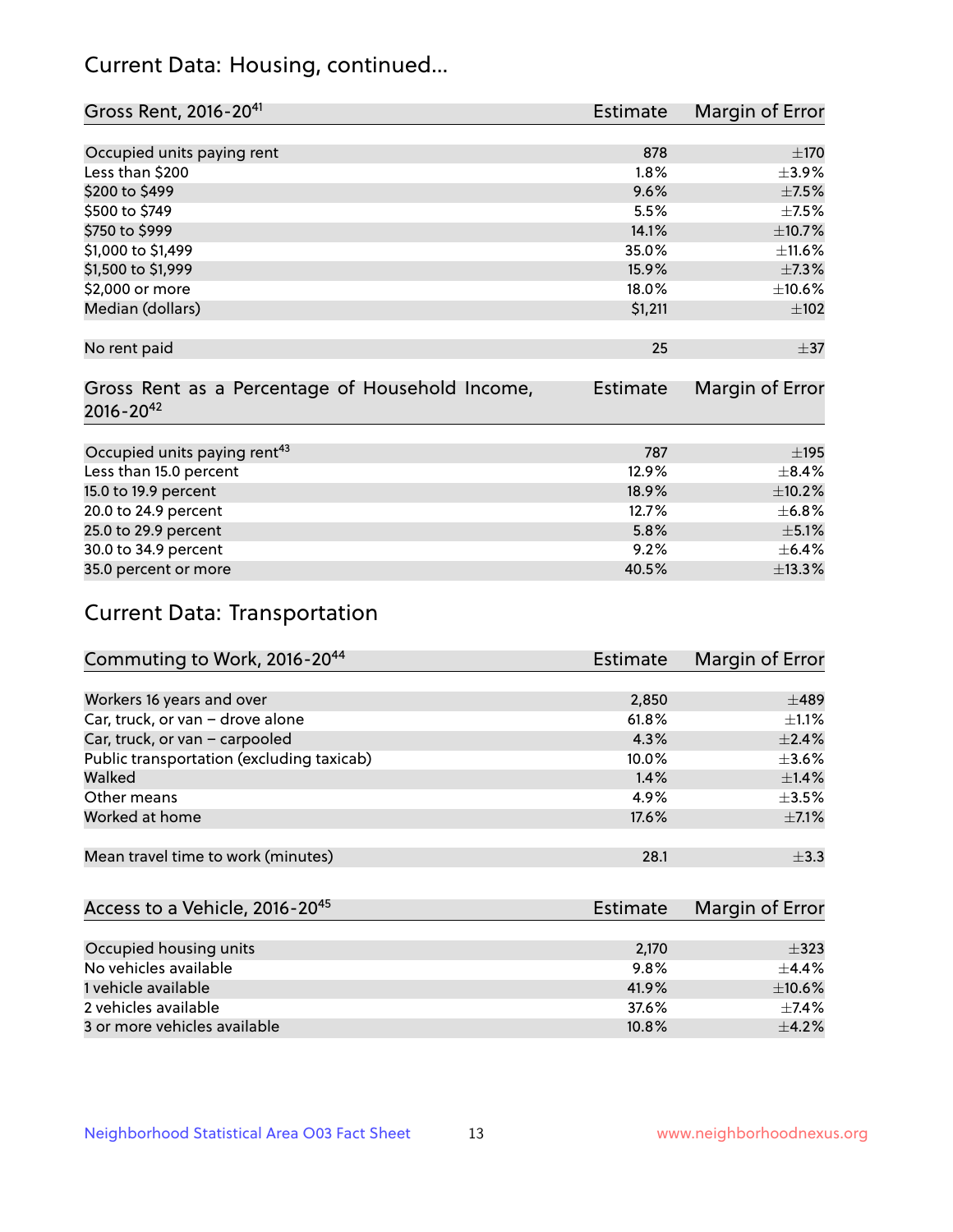## Current Data: Housing, continued...

| Gross Rent, 2016-20[41] | Estimate | Margin of Error |
|---|---|---|
| Occupied units paying rent | 878 | ±170 |
| Less than $200 | 1.8% | ±3.9% |
| $200 to $499 | 9.6% | ±7.5% |
| $500 to $749 | 5.5% | ±7.5% |
| $750 to $999 | 14.1% | ±10.7% |
| $1,000 to $1,499 | 35.0% | ±11.6% |
| $1,500 to $1,999 | 15.9% | ±7.3% |
| $2,000 or more | 18.0% | ±10.6% |
| Median (dollars) | $1,211 | ±102 |
| No rent paid | 25 | ±37 |

| Gross Rent as a Percentage of Household Income, 2016-20[42] | Estimate | Margin of Error |
|---|---|---|
| Occupied units paying rent[43] | 787 | ±195 |
| Less than 15.0 percent | 12.9% | ±8.4% |
| 15.0 to 19.9 percent | 18.9% | ±10.2% |
| 20.0 to 24.9 percent | 12.7% | ±6.8% |
| 25.0 to 29.9 percent | 5.8% | ±5.1% |
| 30.0 to 34.9 percent | 9.2% | ±6.4% |
| 35.0 percent or more | 40.5% | ±13.3% |

## Current Data: Transportation

| Commuting to Work, 2016-20[44] | Estimate | Margin of Error |
|---|---|---|
| Workers 16 years and over | 2,850 | ±489 |
| Car, truck, or van – drove alone | 61.8% | ±1.1% |
| Car, truck, or van – carpooled | 4.3% | ±2.4% |
| Public transportation (excluding taxicab) | 10.0% | ±3.6% |
| Walked | 1.4% | ±1.4% |
| Other means | 4.9% | ±3.5% |
| Worked at home | 17.6% | ±7.1% |
| Mean travel time to work (minutes) | 28.1 | ±3.3 |

| Access to a Vehicle, 2016-20[45] | Estimate | Margin of Error |
|---|---|---|
| Occupied housing units | 2,170 | ±323 |
| No vehicles available | 9.8% | ±4.4% |
| 1 vehicle available | 41.9% | ±10.6% |
| 2 vehicles available | 37.6% | ±7.4% |
| 3 or more vehicles available | 10.8% | ±4.2% |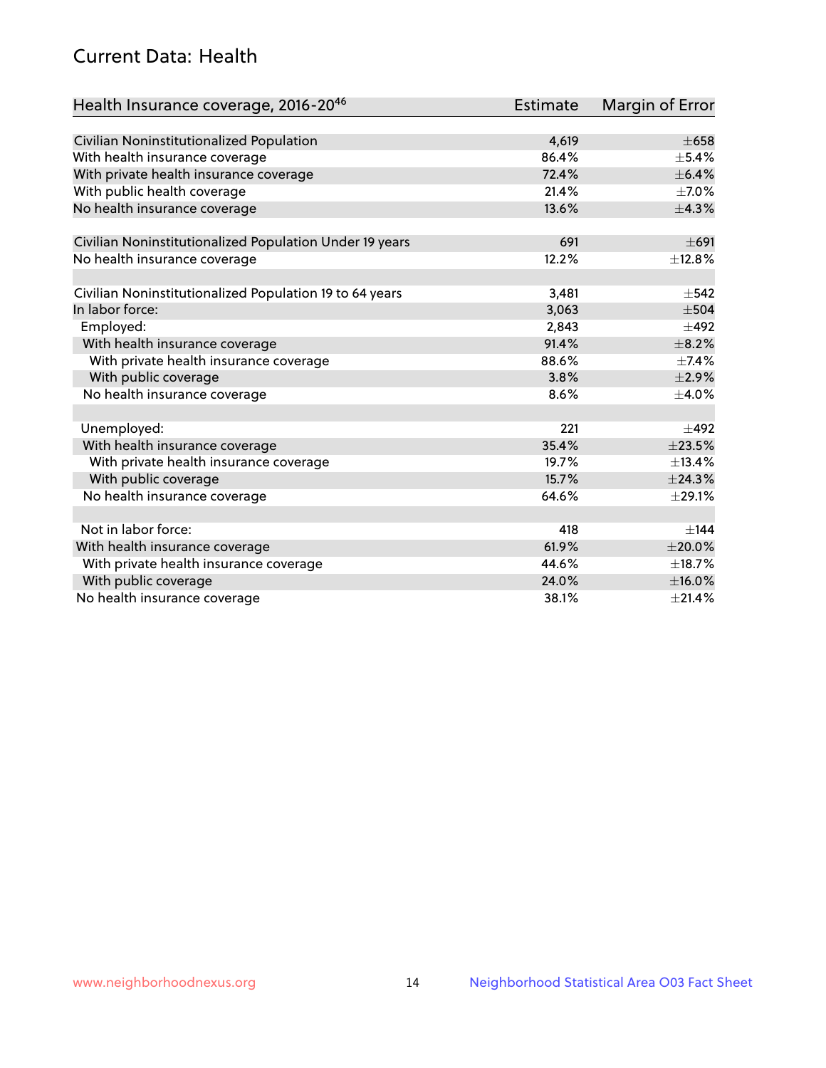## Current Data: Health

| Health Insurance coverage, 2016-20[46] | Estimate | Margin of Error |
|---|---|---|
| Civilian Noninstitutionalized Population | 4,619 | ±658 |
| With health insurance coverage | 86.4% | ±5.4% |
| With private health insurance coverage | 72.4% | ±6.4% |
| With public health coverage | 21.4% | ±7.0% |
| No health insurance coverage | 13.6% | ±4.3% |
| | | |
| Civilian Noninstitutionalized Population Under 19 years | 691 | ±691 |
| No health insurance coverage | 12.2% | ±12.8% |
| | | |
| Civilian Noninstitutionalized Population 19 to 64 years | 3,481 | ±542 |
| In labor force: | 3,063 | ±504 |
| Employed: | 2,843 | ±492 |
| With health insurance coverage | 91.4% | ±8.2% |
| With private health insurance coverage | 88.6% | ±7.4% |
| With public coverage | 3.8% | ±2.9% |
| No health insurance coverage | 8.6% | ±4.0% |
| | | |
| Unemployed: | 221 | ±492 |
| With health insurance coverage | 35.4% | ±23.5% |
| With private health insurance coverage | 19.7% | ±13.4% |
| With public coverage | 15.7% | ±24.3% |
| No health insurance coverage | 64.6% | ±29.1% |
| | | |
| Not in labor force: | 418 | ±144 |
| With health insurance coverage | 61.9% | ±20.0% |
| With private health insurance coverage | 44.6% | ±18.7% |
| With public coverage | 24.0% | ±16.0% |
| No health insurance coverage | 38.1% | ±21.4% |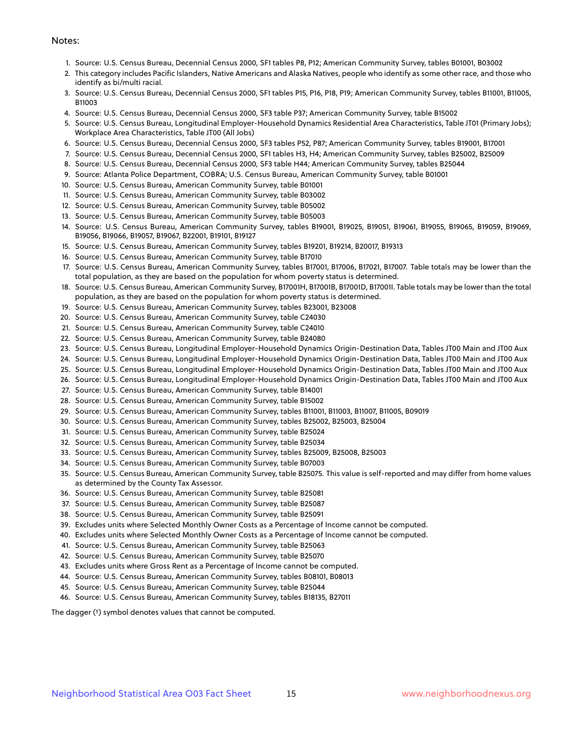Notes:

1. Source: U.S. Census Bureau, Decennial Census 2000, SF1 tables P8, P12; American Community Survey, tables B01001, B03002
2. This category includes Pacific Islanders, Native Americans and Alaska Natives, people who identify as some other race, and those who identify as bi/multi racial.
3. Source: U.S. Census Bureau, Decennial Census 2000, SF1 tables P15, P16, P18, P19; American Community Survey, tables B11001, B11005, B11003
4. Source: U.S. Census Bureau, Decennial Census 2000, SF3 table P37; American Community Survey, table B15002
5. Source: U.S. Census Bureau, Longitudinal Employer-Household Dynamics Residential Area Characteristics, Table JT01 (Primary Jobs); Workplace Area Characteristics, Table JT00 (All Jobs)
6. Source: U.S. Census Bureau, Decennial Census 2000, SF3 tables P52, P87; American Community Survey, tables B19001, B17001
7. Source: U.S. Census Bureau, Decennial Census 2000, SF1 tables H3, H4; American Community Survey, tables B25002, B25009
8. Source: U.S. Census Bureau, Decennial Census 2000, SF3 table H44; American Community Survey, tables B25044
9. Source: Atlanta Police Department, COBRA; U.S. Census Bureau, American Community Survey, table B01001
10. Source: U.S. Census Bureau, American Community Survey, table B01001
11. Source: U.S. Census Bureau, American Community Survey, table B03002
12. Source: U.S. Census Bureau, American Community Survey, table B05002
13. Source: U.S. Census Bureau, American Community Survey, table B05003
14. Source: U.S. Census Bureau, American Community Survey, tables B19001, B19025, B19051, B19061, B19055, B19065, B19059, B19069, B19056, B19066, B19057, B19067, B22001, B19101, B19127
15. Source: U.S. Census Bureau, American Community Survey, tables B19201, B19214, B20017, B19313
16. Source: U.S. Census Bureau, American Community Survey, table B17010
17. Source: U.S. Census Bureau, American Community Survey, tables B17001, B17006, B17021, B17007. Table totals may be lower than the total population, as they are based on the population for whom poverty status is determined.
18. Source: U.S. Census Bureau, American Community Survey, B17001H, B17001B, B17001D, B17001I. Table totals may be lower than the total population, as they are based on the population for whom poverty status is determined.
19. Source: U.S. Census Bureau, American Community Survey, tables B23001, B23008
20. Source: U.S. Census Bureau, American Community Survey, table C24030
21. Source: U.S. Census Bureau, American Community Survey, table C24010
22. Source: U.S. Census Bureau, American Community Survey, table B24080
23. Source: U.S. Census Bureau, Longitudinal Employer-Household Dynamics Origin-Destination Data, Tables JT00 Main and JT00 Aux
24. Source: U.S. Census Bureau, Longitudinal Employer-Household Dynamics Origin-Destination Data, Tables JT00 Main and JT00 Aux
25. Source: U.S. Census Bureau, Longitudinal Employer-Household Dynamics Origin-Destination Data, Tables JT00 Main and JT00 Aux
26. Source: U.S. Census Bureau, Longitudinal Employer-Household Dynamics Origin-Destination Data, Tables JT00 Main and JT00 Aux
27. Source: U.S. Census Bureau, American Community Survey, table B14001
28. Source: U.S. Census Bureau, American Community Survey, table B15002
29. Source: U.S. Census Bureau, American Community Survey, tables B11001, B11003, B11007, B11005, B09019
30. Source: U.S. Census Bureau, American Community Survey, tables B25002, B25003, B25004
31. Source: U.S. Census Bureau, American Community Survey, table B25024
32. Source: U.S. Census Bureau, American Community Survey, table B25034
33. Source: U.S. Census Bureau, American Community Survey, tables B25009, B25008, B25003
34. Source: U.S. Census Bureau, American Community Survey, table B07003
35. Source: U.S. Census Bureau, American Community Survey, table B25075. This value is self-reported and may differ from home values as determined by the County Tax Assessor.
36. Source: U.S. Census Bureau, American Community Survey, table B25081
37. Source: U.S. Census Bureau, American Community Survey, table B25087
38. Source: U.S. Census Bureau, American Community Survey, table B25091
39. Excludes units where Selected Monthly Owner Costs as a Percentage of Income cannot be computed.
40. Excludes units where Selected Monthly Owner Costs as a Percentage of Income cannot be computed.
41. Source: U.S. Census Bureau, American Community Survey, table B25063
42. Source: U.S. Census Bureau, American Community Survey, table B25070
43. Excludes units where Gross Rent as a Percentage of Income cannot be computed.
44. Source: U.S. Census Bureau, American Community Survey, tables B08101, B08013
45. Source: U.S. Census Bureau, American Community Survey, table B25044
46. Source: U.S. Census Bureau, American Community Survey, tables B18135, B27011

The dagger (†) symbol denotes values that cannot be computed.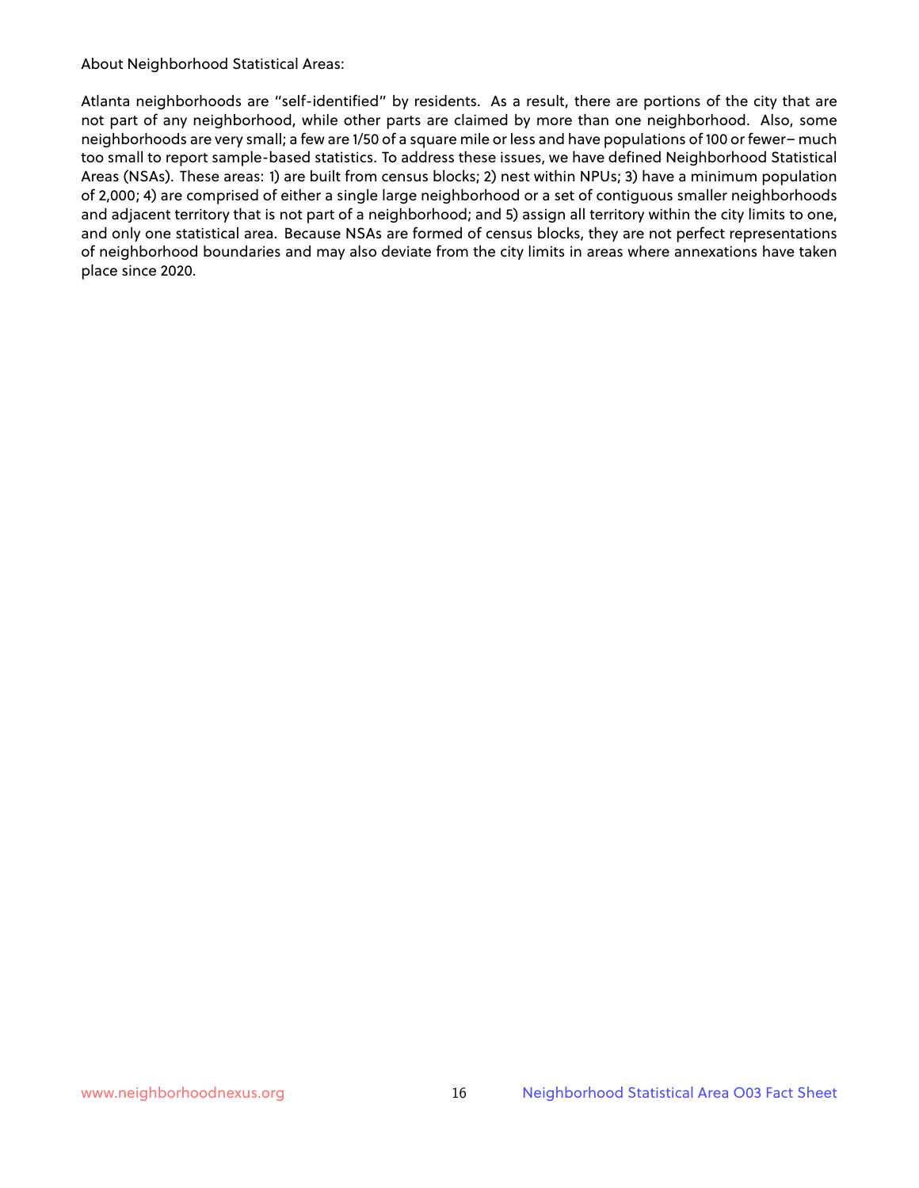About Neighborhood Statistical Areas:

Atlanta neighborhoods are "self-identified" by residents. As a result, there are portions of the city that are not part of any neighborhood, while other parts are claimed by more than one neighborhood. Also, some neighborhoods are very small; a few are 1/50 of a square mile or less and have populations of 100 or fewer– much too small to report sample-based statistics. To address these issues, we have defined Neighborhood Statistical Areas (NSAs). These areas: 1) are built from census blocks; 2) nest within NPUs; 3) have a minimum population of 2,000; 4) are comprised of either a single large neighborhood or a set of contiguous smaller neighborhoods and adjacent territory that is not part of a neighborhood; and 5) assign all territory within the city limits to one, and only one statistical area. Because NSAs are formed of census blocks, they are not perfect representations of neighborhood boundaries and may also deviate from the city limits in areas where annexations have taken place since 2020.